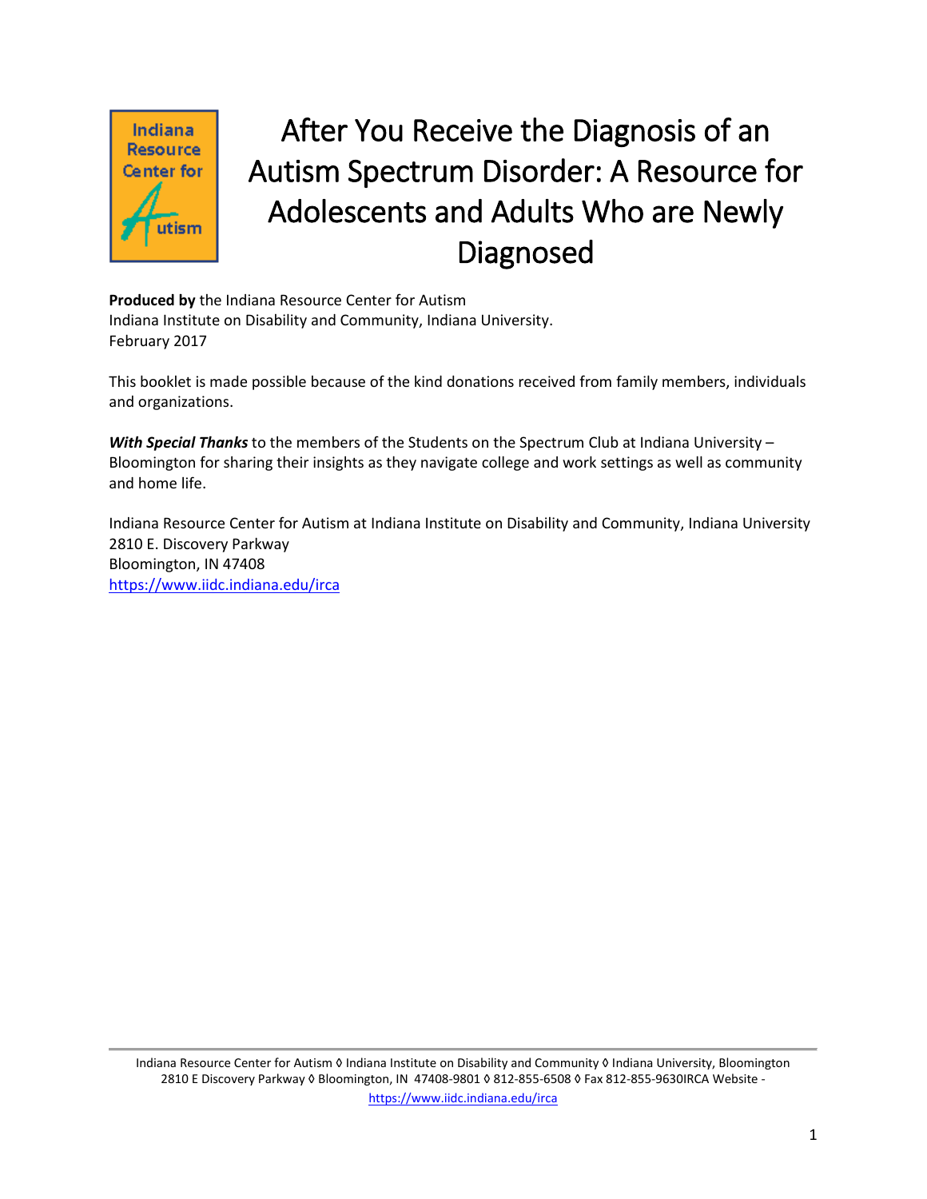# After You Receive the Diagnosis of an Autism Spectrum Disorder: A Resource for Adolescents and Adults Who are Newly Diagnosed

**Produced by** the Indiana Resource Center for Autism
Indiana Institute on Disability and Community, Indiana University.
February 2017

This booklet is made possible because of the kind donations received from family members, individuals and organizations.

***With Special Thanks*** to the members of the Students on the Spectrum Club at Indiana University – Bloomington for sharing their insights as they navigate college and work settings as well as community and home life.

Indiana Resource Center for Autism at Indiana Institute on Disability and Community, Indiana University
2810 E. Discovery Parkway
Bloomington, IN 47408
https://www.iidc.indiana.edu/irca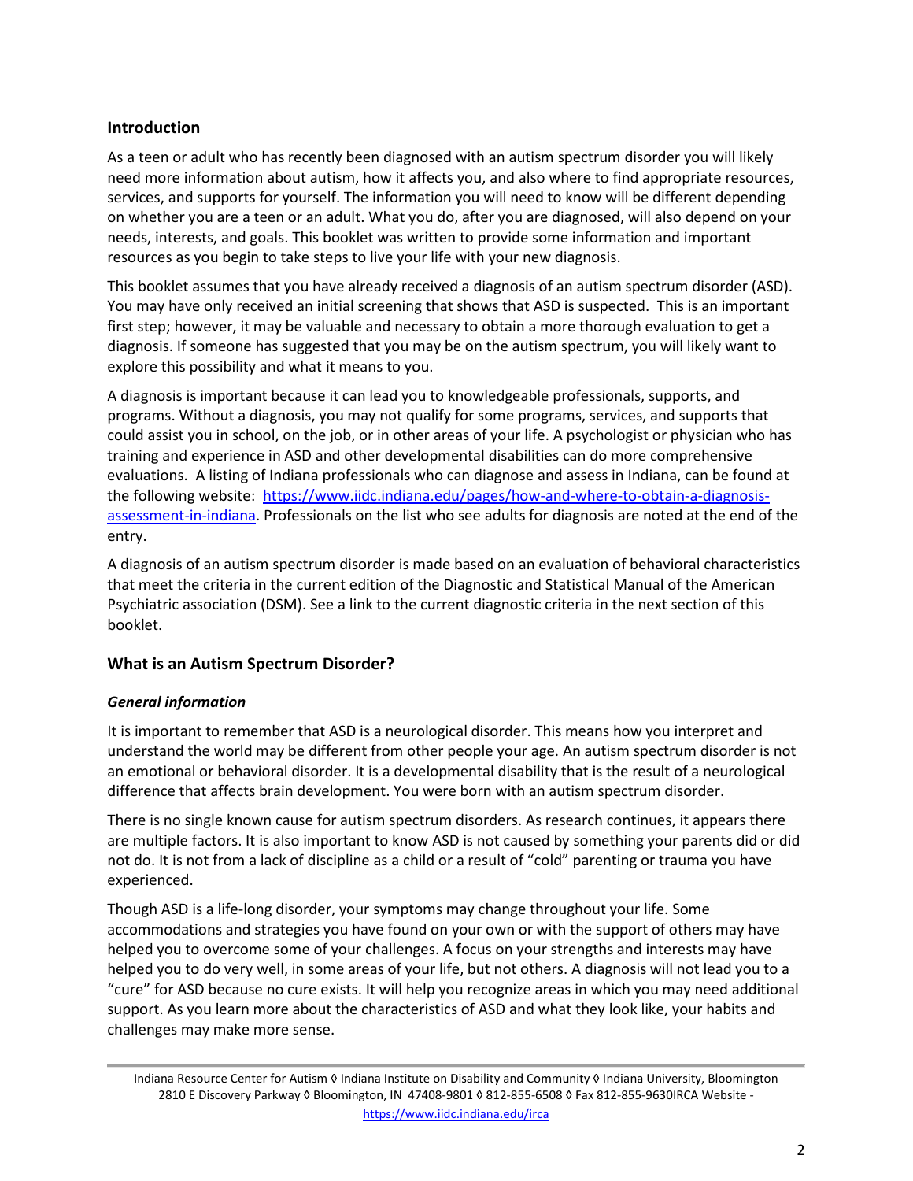## Introduction

As a teen or adult who has recently been diagnosed with an autism spectrum disorder you will likely need more information about autism, how it affects you, and also where to find appropriate resources, services, and supports for yourself. The information you will need to know will be different depending on whether you are a teen or an adult. What you do, after you are diagnosed, will also depend on your needs, interests, and goals. This booklet was written to provide some information and important resources as you begin to take steps to live your life with your new diagnosis.

This booklet assumes that you have already received a diagnosis of an autism spectrum disorder (ASD). You may have only received an initial screening that shows that ASD is suspected. This is an important first step; however, it may be valuable and necessary to obtain a more thorough evaluation to get a diagnosis. If someone has suggested that you may be on the autism spectrum, you will likely want to explore this possibility and what it means to you.

A diagnosis is important because it can lead you to knowledgeable professionals, supports, and programs. Without a diagnosis, you may not qualify for some programs, services, and supports that could assist you in school, on the job, or in other areas of your life. A psychologist or physician who has training and experience in ASD and other developmental disabilities can do more comprehensive evaluations. A listing of Indiana professionals who can diagnose and assess in Indiana, can be found at the following website: [https://www.iidc.indiana.edu/pages/how-and-where-to-obtain-a-diagnosis-assessment-in-indiana](https://www.iidc.indiana.edu/pages/how-and-where-to-obtain-a-diagnosis-assessment-in-indiana). Professionals on the list who see adults for diagnosis are noted at the end of the entry.

A diagnosis of an autism spectrum disorder is made based on an evaluation of behavioral characteristics that meet the criteria in the current edition of the Diagnostic and Statistical Manual of the American Psychiatric association (DSM). See a link to the current diagnostic criteria in the next section of this booklet.

## What is an Autism Spectrum Disorder?

### *General information*

It is important to remember that ASD is a neurological disorder. This means how you interpret and understand the world may be different from other people your age. An autism spectrum disorder is not an emotional or behavioral disorder. It is a developmental disability that is the result of a neurological difference that affects brain development. You were born with an autism spectrum disorder.

There is no single known cause for autism spectrum disorders. As research continues, it appears there are multiple factors. It is also important to know ASD is not caused by something your parents did or did not do. It is not from a lack of discipline as a child or a result of "cold" parenting or trauma you have experienced.

Though ASD is a life-long disorder, your symptoms may change throughout your life. Some accommodations and strategies you have found on your own or with the support of others may have helped you to overcome some of your challenges. A focus on your strengths and interests may have helped you to do very well, in some areas of your life, but not others. A diagnosis will not lead you to a "cure" for ASD because no cure exists. It will help you recognize areas in which you may need additional support. As you learn more about the characteristics of ASD and what they look like, your habits and challenges may make more sense.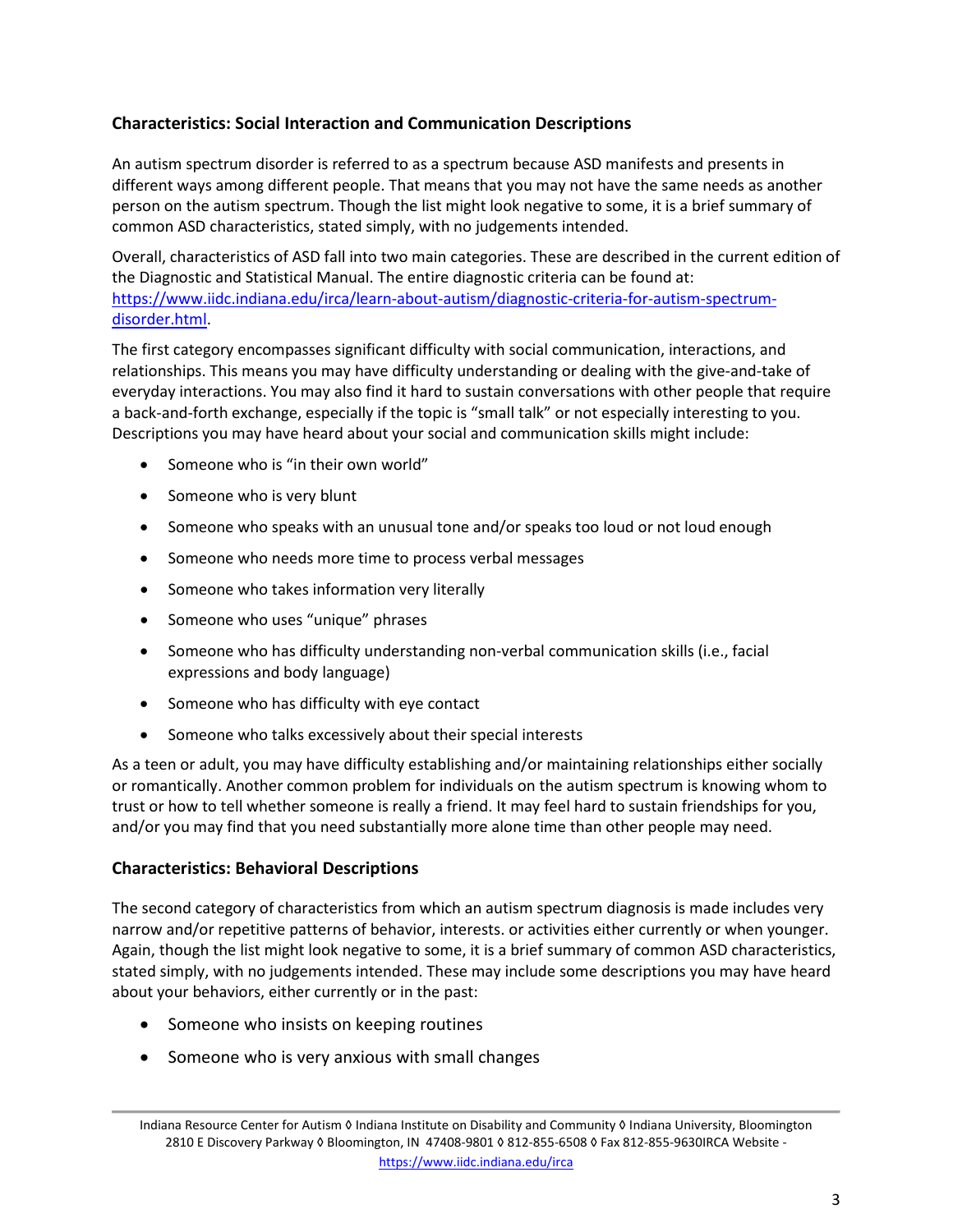## Characteristics: Social Interaction and Communication Descriptions

An autism spectrum disorder is referred to as a spectrum because ASD manifests and presents in different ways among different people. That means that you may not have the same needs as another person on the autism spectrum. Though the list might look negative to some, it is a brief summary of common ASD characteristics, stated simply, with no judgements intended.

Overall, characteristics of ASD fall into two main categories. These are described in the current edition of the Diagnostic and Statistical Manual. The entire diagnostic criteria can be found at: https://www.iidc.indiana.edu/irca/learn-about-autism/diagnostic-criteria-for-autism-spectrum-disorder.html.

The first category encompasses significant difficulty with social communication, interactions, and relationships. This means you may have difficulty understanding or dealing with the give-and-take of everyday interactions. You may also find it hard to sustain conversations with other people that require a back-and-forth exchange, especially if the topic is "small talk" or not especially interesting to you. Descriptions you may have heard about your social and communication skills might include:

- Someone who is "in their own world"
- Someone who is very blunt
- Someone who speaks with an unusual tone and/or speaks too loud or not loud enough
- Someone who needs more time to process verbal messages
- Someone who takes information very literally
- Someone who uses "unique" phrases
- Someone who has difficulty understanding non-verbal communication skills (i.e., facial expressions and body language)
- Someone who has difficulty with eye contact
- Someone who talks excessively about their special interests

As a teen or adult, you may have difficulty establishing and/or maintaining relationships either socially or romantically. Another common problem for individuals on the autism spectrum is knowing whom to trust or how to tell whether someone is really a friend. It may feel hard to sustain friendships for you, and/or you may find that you need substantially more alone time than other people may need.

## Characteristics: Behavioral Descriptions

The second category of characteristics from which an autism spectrum diagnosis is made includes very narrow and/or repetitive patterns of behavior, interests. or activities either currently or when younger. Again, though the list might look negative to some, it is a brief summary of common ASD characteristics, stated simply, with no judgements intended. These may include some descriptions you may have heard about your behaviors, either currently or in the past:

- Someone who insists on keeping routines
- Someone who is very anxious with small changes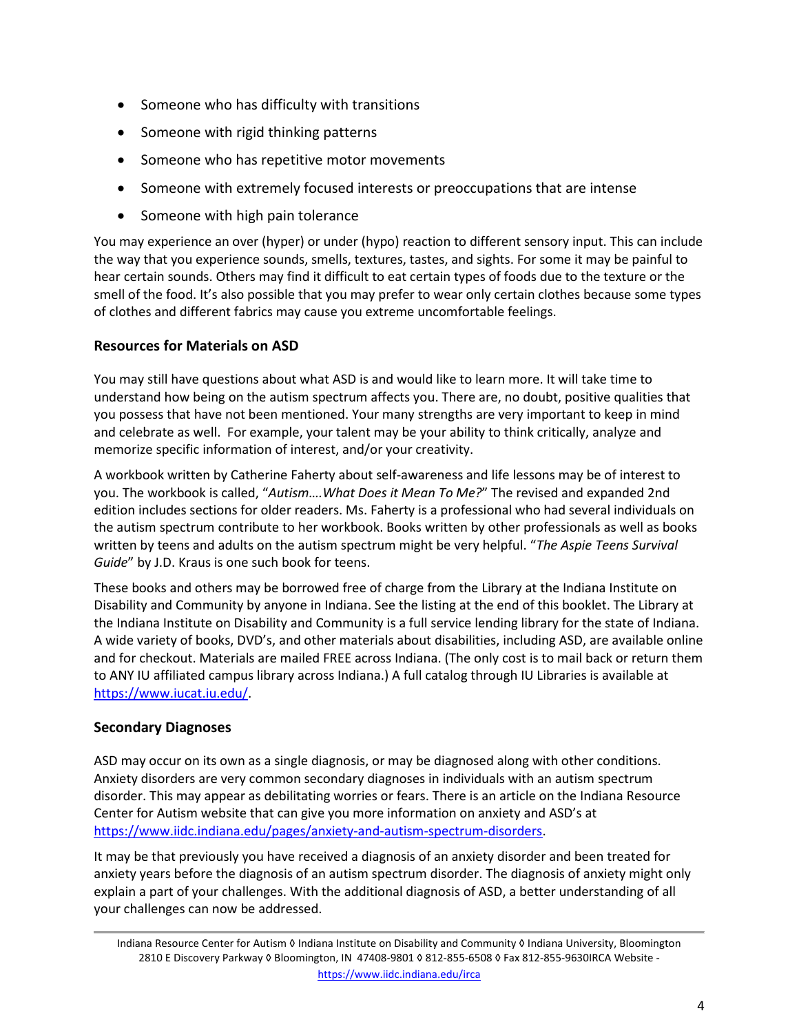- Someone who has difficulty with transitions
- Someone with rigid thinking patterns
- Someone who has repetitive motor movements
- Someone with extremely focused interests or preoccupations that are intense
- Someone with high pain tolerance

You may experience an over (hyper) or under (hypo) reaction to different sensory input. This can include the way that you experience sounds, smells, textures, tastes, and sights. For some it may be painful to hear certain sounds. Others may find it difficult to eat certain types of foods due to the texture or the smell of the food. It's also possible that you may prefer to wear only certain clothes because some types of clothes and different fabrics may cause you extreme uncomfortable feelings.

### Resources for Materials on ASD

You may still have questions about what ASD is and would like to learn more. It will take time to understand how being on the autism spectrum affects you. There are, no doubt, positive qualities that you possess that have not been mentioned. Your many strengths are very important to keep in mind and celebrate as well. For example, your talent may be your ability to think critically, analyze and memorize specific information of interest, and/or your creativity.

A workbook written by Catherine Faherty about self-awareness and life lessons may be of interest to you. The workbook is called, "*Autism….What Does it Mean To Me?*" The revised and expanded 2nd edition includes sections for older readers. Ms. Faherty is a professional who had several individuals on the autism spectrum contribute to her workbook. Books written by other professionals as well as books written by teens and adults on the autism spectrum might be very helpful. "*The Aspie Teens Survival Guide*" by J.D. Kraus is one such book for teens.

These books and others may be borrowed free of charge from the Library at the Indiana Institute on Disability and Community by anyone in Indiana. See the listing at the end of this booklet. The Library at the Indiana Institute on Disability and Community is a full service lending library for the state of Indiana. A wide variety of books, DVD's, and other materials about disabilities, including ASD, are available online and for checkout. Materials are mailed FREE across Indiana. (The only cost is to mail back or return them to ANY IU affiliated campus library across Indiana.) A full catalog through IU Libraries is available at https://www.iucat.iu.edu/.

### Secondary Diagnoses

ASD may occur on its own as a single diagnosis, or may be diagnosed along with other conditions. Anxiety disorders are very common secondary diagnoses in individuals with an autism spectrum disorder. This may appear as debilitating worries or fears. There is an article on the Indiana Resource Center for Autism website that can give you more information on anxiety and ASD's at https://www.iidc.indiana.edu/pages/anxiety-and-autism-spectrum-disorders.

It may be that previously you have received a diagnosis of an anxiety disorder and been treated for anxiety years before the diagnosis of an autism spectrum disorder. The diagnosis of anxiety might only explain a part of your challenges. With the additional diagnosis of ASD, a better understanding of all your challenges can now be addressed.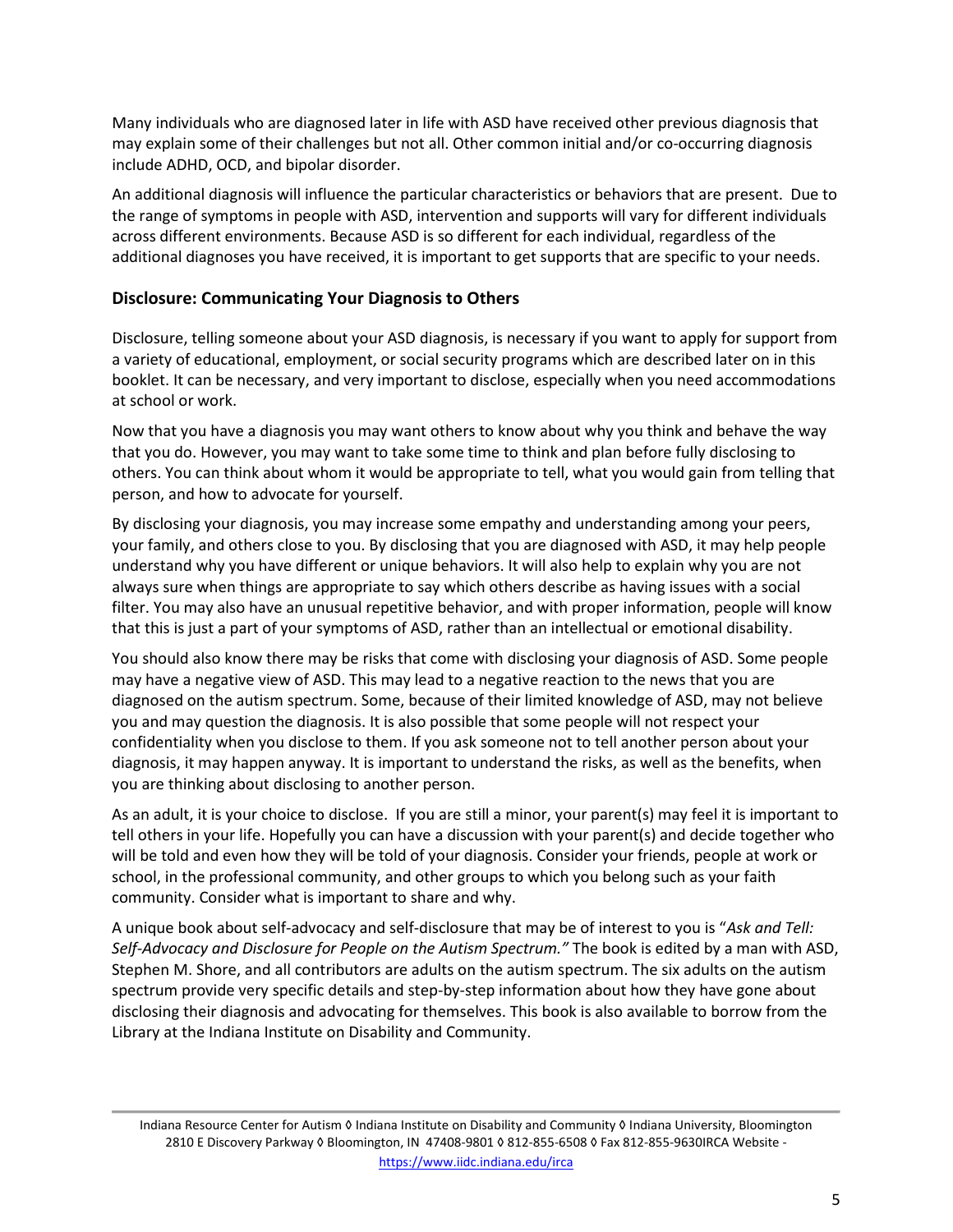Many individuals who are diagnosed later in life with ASD have received other previous diagnosis that may explain some of their challenges but not all. Other common initial and/or co-occurring diagnosis include ADHD, OCD, and bipolar disorder.

An additional diagnosis will influence the particular characteristics or behaviors that are present. Due to the range of symptoms in people with ASD, intervention and supports will vary for different individuals across different environments. Because ASD is so different for each individual, regardless of the additional diagnoses you have received, it is important to get supports that are specific to your needs.

### Disclosure: Communicating Your Diagnosis to Others

Disclosure, telling someone about your ASD diagnosis, is necessary if you want to apply for support from a variety of educational, employment, or social security programs which are described later on in this booklet. It can be necessary, and very important to disclose, especially when you need accommodations at school or work.

Now that you have a diagnosis you may want others to know about why you think and behave the way that you do. However, you may want to take some time to think and plan before fully disclosing to others. You can think about whom it would be appropriate to tell, what you would gain from telling that person, and how to advocate for yourself.

By disclosing your diagnosis, you may increase some empathy and understanding among your peers, your family, and others close to you. By disclosing that you are diagnosed with ASD, it may help people understand why you have different or unique behaviors. It will also help to explain why you are not always sure when things are appropriate to say which others describe as having issues with a social filter. You may also have an unusual repetitive behavior, and with proper information, people will know that this is just a part of your symptoms of ASD, rather than an intellectual or emotional disability.

You should also know there may be risks that come with disclosing your diagnosis of ASD. Some people may have a negative view of ASD. This may lead to a negative reaction to the news that you are diagnosed on the autism spectrum. Some, because of their limited knowledge of ASD, may not believe you and may question the diagnosis. It is also possible that some people will not respect your confidentiality when you disclose to them. If you ask someone not to tell another person about your diagnosis, it may happen anyway. It is important to understand the risks, as well as the benefits, when you are thinking about disclosing to another person.

As an adult, it is your choice to disclose. If you are still a minor, your parent(s) may feel it is important to tell others in your life. Hopefully you can have a discussion with your parent(s) and decide together who will be told and even how they will be told of your diagnosis. Consider your friends, people at work or school, in the professional community, and other groups to which you belong such as your faith community. Consider what is important to share and why.

A unique book about self-advocacy and self-disclosure that may be of interest to you is "*Ask and Tell: Self-Advocacy and Disclosure for People on the Autism Spectrum."* The book is edited by a man with ASD, Stephen M. Shore, and all contributors are adults on the autism spectrum. The six adults on the autism spectrum provide very specific details and step-by-step information about how they have gone about disclosing their diagnosis and advocating for themselves. This book is also available to borrow from the Library at the Indiana Institute on Disability and Community.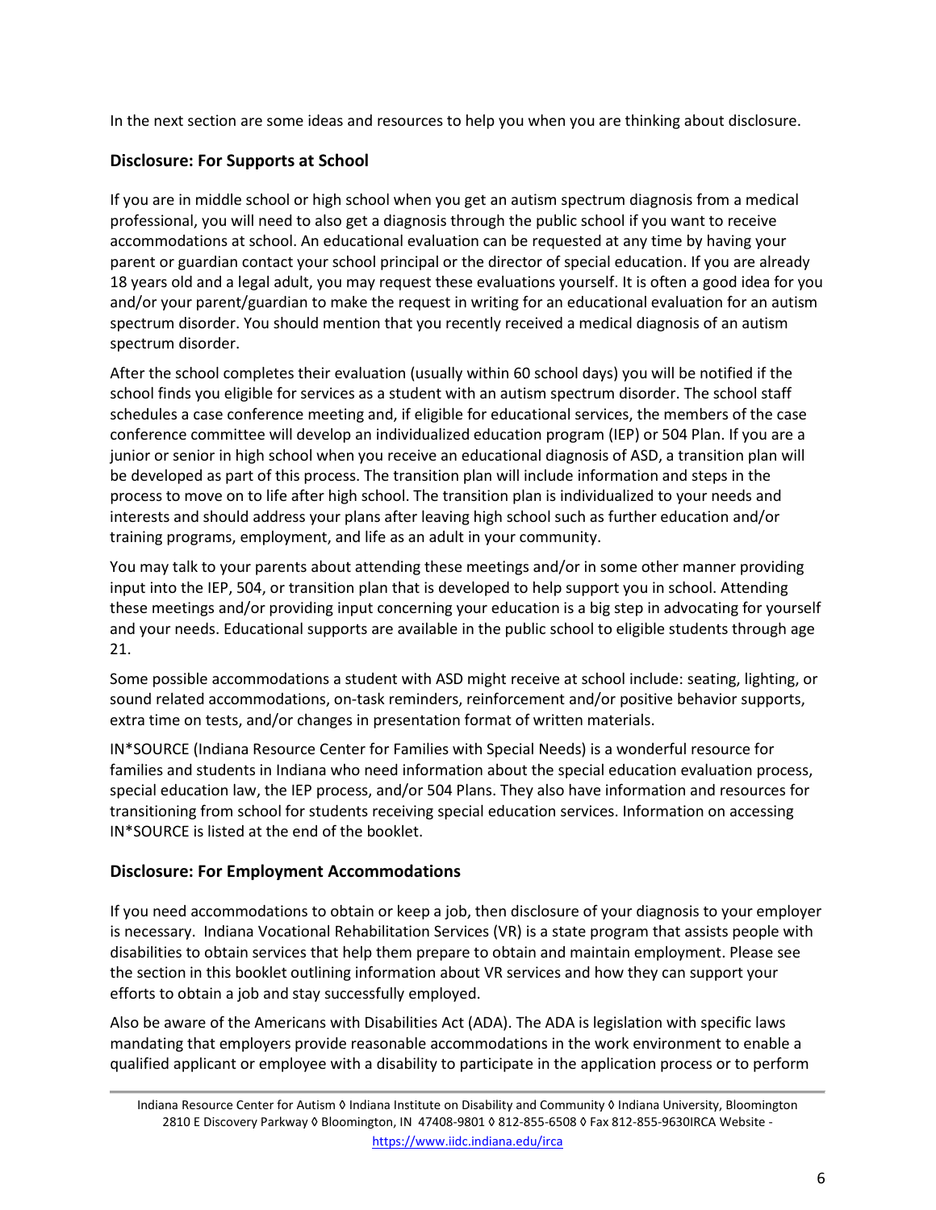In the next section are some ideas and resources to help you when you are thinking about disclosure.

### Disclosure: For Supports at School

If you are in middle school or high school when you get an autism spectrum diagnosis from a medical professional, you will need to also get a diagnosis through the public school if you want to receive accommodations at school. An educational evaluation can be requested at any time by having your parent or guardian contact your school principal or the director of special education. If you are already 18 years old and a legal adult, you may request these evaluations yourself. It is often a good idea for you and/or your parent/guardian to make the request in writing for an educational evaluation for an autism spectrum disorder. You should mention that you recently received a medical diagnosis of an autism spectrum disorder.

After the school completes their evaluation (usually within 60 school days) you will be notified if the school finds you eligible for services as a student with an autism spectrum disorder. The school staff schedules a case conference meeting and, if eligible for educational services, the members of the case conference committee will develop an individualized education program (IEP) or 504 Plan. If you are a junior or senior in high school when you receive an educational diagnosis of ASD, a transition plan will be developed as part of this process. The transition plan will include information and steps in the process to move on to life after high school. The transition plan is individualized to your needs and interests and should address your plans after leaving high school such as further education and/or training programs, employment, and life as an adult in your community.

You may talk to your parents about attending these meetings and/or in some other manner providing input into the IEP, 504, or transition plan that is developed to help support you in school. Attending these meetings and/or providing input concerning your education is a big step in advocating for yourself and your needs. Educational supports are available in the public school to eligible students through age 21.

Some possible accommodations a student with ASD might receive at school include: seating, lighting, or sound related accommodations, on-task reminders, reinforcement and/or positive behavior supports, extra time on tests, and/or changes in presentation format of written materials.

IN*SOURCE (Indiana Resource Center for Families with Special Needs) is a wonderful resource for families and students in Indiana who need information about the special education evaluation process, special education law, the IEP process, and/or 504 Plans. They also have information and resources for transitioning from school for students receiving special education services. Information on accessing IN*SOURCE is listed at the end of the booklet.

### Disclosure: For Employment Accommodations

If you need accommodations to obtain or keep a job, then disclosure of your diagnosis to your employer is necessary. Indiana Vocational Rehabilitation Services (VR) is a state program that assists people with disabilities to obtain services that help them prepare to obtain and maintain employment. Please see the section in this booklet outlining information about VR services and how they can support your efforts to obtain a job and stay successfully employed.

Also be aware of the Americans with Disabilities Act (ADA). The ADA is legislation with specific laws mandating that employers provide reasonable accommodations in the work environment to enable a qualified applicant or employee with a disability to participate in the application process or to perform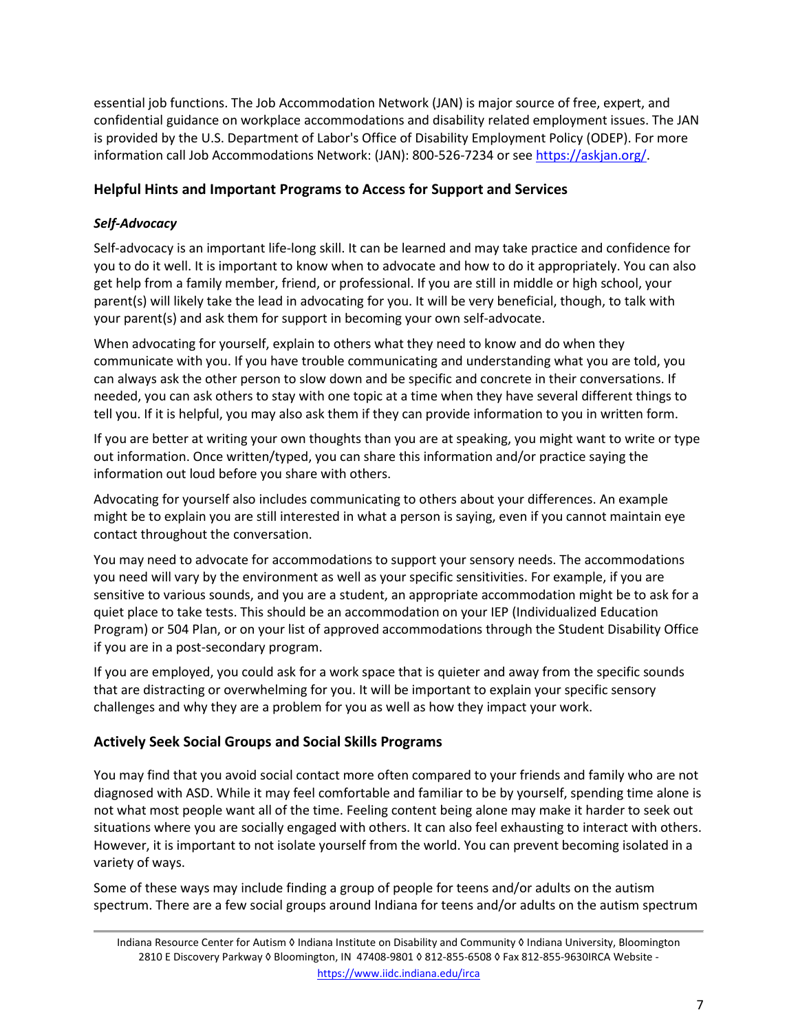essential job functions. The Job Accommodation Network (JAN) is major source of free, expert, and confidential guidance on workplace accommodations and disability related employment issues. The JAN is provided by the U.S. Department of Labor's Office of Disability Employment Policy (ODEP). For more information call Job Accommodations Network: (JAN): 800-526-7234 or see [https://askjan.org/](https://askjan.org/).

## Helpful Hints and Important Programs to Access for Support and Services

### *Self-Advocacy*

Self-advocacy is an important life-long skill. It can be learned and may take practice and confidence for you to do it well. It is important to know when to advocate and how to do it appropriately. You can also get help from a family member, friend, or professional. If you are still in middle or high school, your parent(s) will likely take the lead in advocating for you. It will be very beneficial, though, to talk with your parent(s) and ask them for support in becoming your own self-advocate.

When advocating for yourself, explain to others what they need to know and do when they communicate with you. If you have trouble communicating and understanding what you are told, you can always ask the other person to slow down and be specific and concrete in their conversations. If needed, you can ask others to stay with one topic at a time when they have several different things to tell you. If it is helpful, you may also ask them if they can provide information to you in written form.

If you are better at writing your own thoughts than you are at speaking, you might want to write or type out information. Once written/typed, you can share this information and/or practice saying the information out loud before you share with others.

Advocating for yourself also includes communicating to others about your differences. An example might be to explain you are still interested in what a person is saying, even if you cannot maintain eye contact throughout the conversation.

You may need to advocate for accommodations to support your sensory needs. The accommodations you need will vary by the environment as well as your specific sensitivities. For example, if you are sensitive to various sounds, and you are a student, an appropriate accommodation might be to ask for a quiet place to take tests. This should be an accommodation on your IEP (Individualized Education Program) or 504 Plan, or on your list of approved accommodations through the Student Disability Office if you are in a post-secondary program.

If you are employed, you could ask for a work space that is quieter and away from the specific sounds that are distracting or overwhelming for you. It will be important to explain your specific sensory challenges and why they are a problem for you as well as how they impact your work.

## Actively Seek Social Groups and Social Skills Programs

You may find that you avoid social contact more often compared to your friends and family who are not diagnosed with ASD. While it may feel comfortable and familiar to be by yourself, spending time alone is not what most people want all of the time. Feeling content being alone may make it harder to seek out situations where you are socially engaged with others. It can also feel exhausting to interact with others. However, it is important to not isolate yourself from the world. You can prevent becoming isolated in a variety of ways.

Some of these ways may include finding a group of people for teens and/or adults on the autism spectrum. There are a few social groups around Indiana for teens and/or adults on the autism spectrum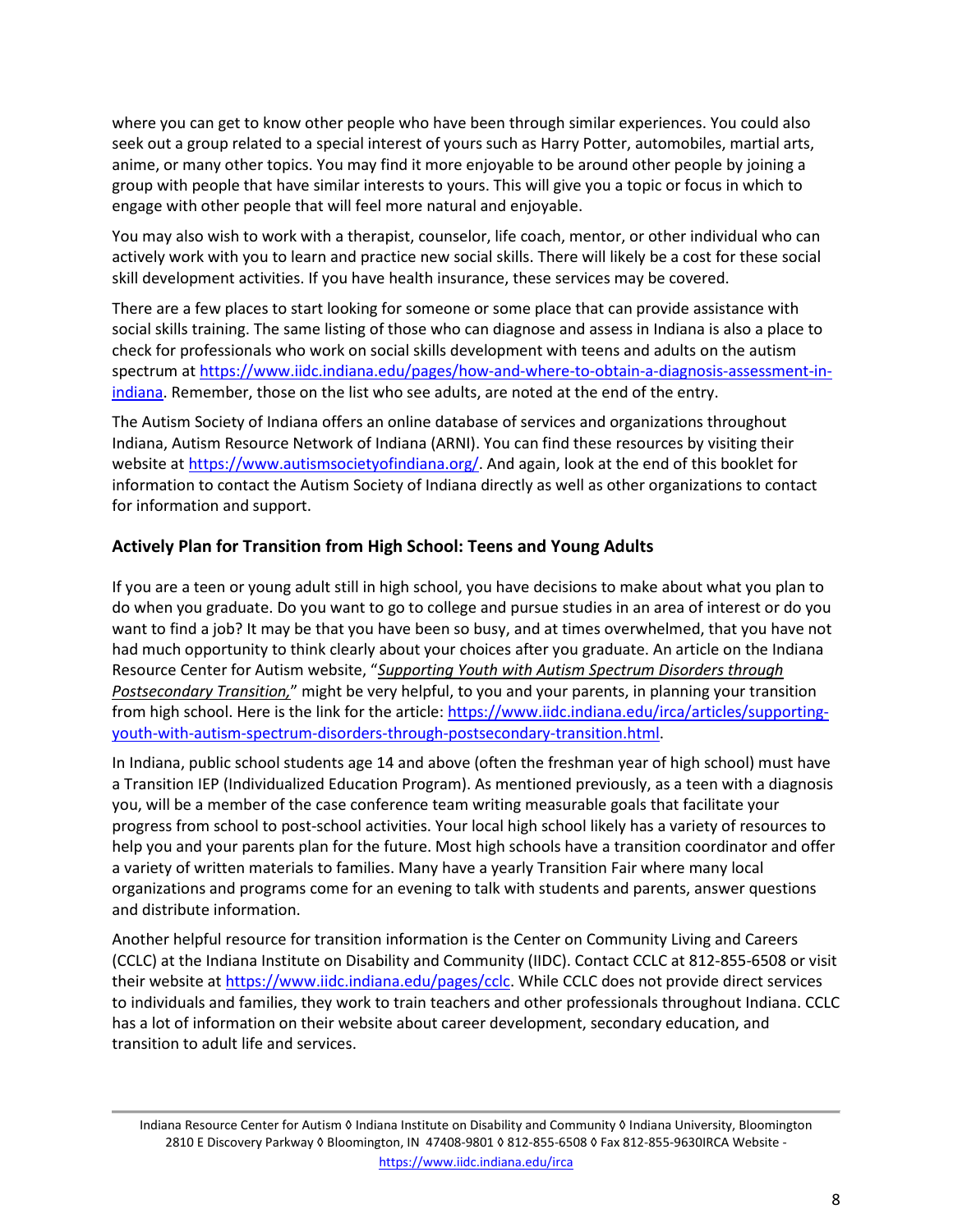where you can get to know other people who have been through similar experiences. You could also seek out a group related to a special interest of yours such as Harry Potter, automobiles, martial arts, anime, or many other topics. You may find it more enjoyable to be around other people by joining a group with people that have similar interests to yours. This will give you a topic or focus in which to engage with other people that will feel more natural and enjoyable.

You may also wish to work with a therapist, counselor, life coach, mentor, or other individual who can actively work with you to learn and practice new social skills. There will likely be a cost for these social skill development activities. If you have health insurance, these services may be covered.

There are a few places to start looking for someone or some place that can provide assistance with social skills training. The same listing of those who can diagnose and assess in Indiana is also a place to check for professionals who work on social skills development with teens and adults on the autism spectrum at [https://www.iidc.indiana.edu/pages/how-and-where-to-obtain-a-diagnosis-assessment-in-indiana](https://www.iidc.indiana.edu/pages/how-and-where-to-obtain-a-diagnosis-assessment-in-indiana). Remember, those on the list who see adults, are noted at the end of the entry.

The Autism Society of Indiana offers an online database of services and organizations throughout Indiana, Autism Resource Network of Indiana (ARNI). You can find these resources by visiting their website at [https://www.autismsocietyofindiana.org/](https://www.autismsocietyofindiana.org/). And again, look at the end of this booklet for information to contact the Autism Society of Indiana directly as well as other organizations to contact for information and support.

### Actively Plan for Transition from High School: Teens and Young Adults

If you are a teen or young adult still in high school, you have decisions to make about what you plan to do when you graduate. Do you want to go to college and pursue studies in an area of interest or do you want to find a job? It may be that you have been so busy, and at times overwhelmed, that you have not had much opportunity to think clearly about your choices after you graduate. An article on the Indiana Resource Center for Autism website, "*Supporting Youth with Autism Spectrum Disorders through Postsecondary Transition,*" might be very helpful, to you and your parents, in planning your transition from high school. Here is the link for the article: [https://www.iidc.indiana.edu/irca/articles/supporting-youth-with-autism-spectrum-disorders-through-postsecondary-transition.html](https://www.iidc.indiana.edu/irca/articles/supporting-youth-with-autism-spectrum-disorders-through-postsecondary-transition.html).

In Indiana, public school students age 14 and above (often the freshman year of high school) must have a Transition IEP (Individualized Education Program). As mentioned previously, as a teen with a diagnosis you, will be a member of the case conference team writing measurable goals that facilitate your progress from school to post-school activities. Your local high school likely has a variety of resources to help you and your parents plan for the future. Most high schools have a transition coordinator and offer a variety of written materials to families. Many have a yearly Transition Fair where many local organizations and programs come for an evening to talk with students and parents, answer questions and distribute information.

Another helpful resource for transition information is the Center on Community Living and Careers (CCLC) at the Indiana Institute on Disability and Community (IIDC). Contact CCLC at 812-855-6508 or visit their website at [https://www.iidc.indiana.edu/pages/cclc](https://www.iidc.indiana.edu/pages/cclc). While CCLC does not provide direct services to individuals and families, they work to train teachers and other professionals throughout Indiana. CCLC has a lot of information on their website about career development, secondary education, and transition to adult life and services.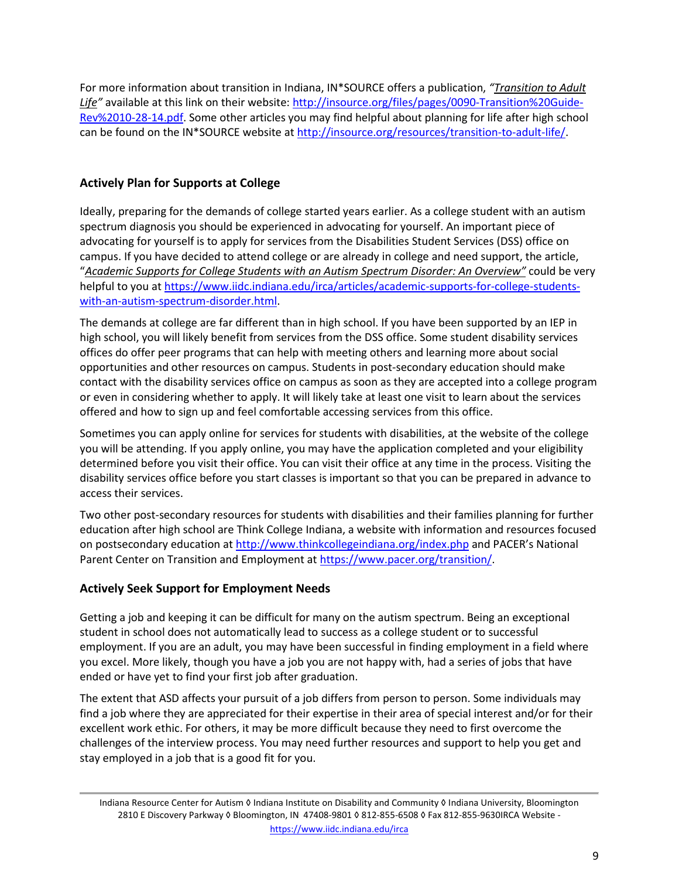For more information about transition in Indiana, IN*SOURCE offers a publication, *"Transition to Adult Life"* available at this link on their website: [http://insource.org/files/pages/0090-Transition%20Guide-Rev%2010-28-14.pdf](http://insource.org/files/pages/0090-Transition%20Guide-Rev%2010-28-14.pdf). Some other articles you may find helpful about planning for life after high school can be found on the IN*SOURCE website at [http://insource.org/resources/transition-to-adult-life/](http://insource.org/resources/transition-to-adult-life/).

### Actively Plan for Supports at College

Ideally, preparing for the demands of college started years earlier. As a college student with an autism spectrum diagnosis you should be experienced in advocating for yourself. An important piece of advocating for yourself is to apply for services from the Disabilities Student Services (DSS) office on campus. If you have decided to attend college or are already in college and need support, the article, "*Academic Supports for College Students with an Autism Spectrum Disorder: An Overview"* could be very helpful to you at [https://www.iidc.indiana.edu/irca/articles/academic-supports-for-college-students-with-an-autism-spectrum-disorder.html](https://www.iidc.indiana.edu/irca/articles/academic-supports-for-college-students-with-an-autism-spectrum-disorder.html).

The demands at college are far different than in high school. If you have been supported by an IEP in high school, you will likely benefit from services from the DSS office. Some student disability services offices do offer peer programs that can help with meeting others and learning more about social opportunities and other resources on campus. Students in post-secondary education should make contact with the disability services office on campus as soon as they are accepted into a college program or even in considering whether to apply. It will likely take at least one visit to learn about the services offered and how to sign up and feel comfortable accessing services from this office.

Sometimes you can apply online for services for students with disabilities, at the website of the college you will be attending. If you apply online, you may have the application completed and your eligibility determined before you visit their office. You can visit their office at any time in the process. Visiting the disability services office before you start classes is important so that you can be prepared in advance to access their services.

Two other post-secondary resources for students with disabilities and their families planning for further education after high school are Think College Indiana, a website with information and resources focused on postsecondary education at [http://www.thinkcollegeindiana.org/index.php](http://www.thinkcollegeindiana.org/index.php) and PACER's National Parent Center on Transition and Employment at [https://www.pacer.org/transition/](https://www.pacer.org/transition/).

### Actively Seek Support for Employment Needs

Getting a job and keeping it can be difficult for many on the autism spectrum. Being an exceptional student in school does not automatically lead to success as a college student or to successful employment. If you are an adult, you may have been successful in finding employment in a field where you excel. More likely, though you have a job you are not happy with, had a series of jobs that have ended or have yet to find your first job after graduation.

The extent that ASD affects your pursuit of a job differs from person to person. Some individuals may find a job where they are appreciated for their expertise in their area of special interest and/or for their excellent work ethic. For others, it may be more difficult because they need to first overcome the challenges of the interview process. You may need further resources and support to help you get and stay employed in a job that is a good fit for you.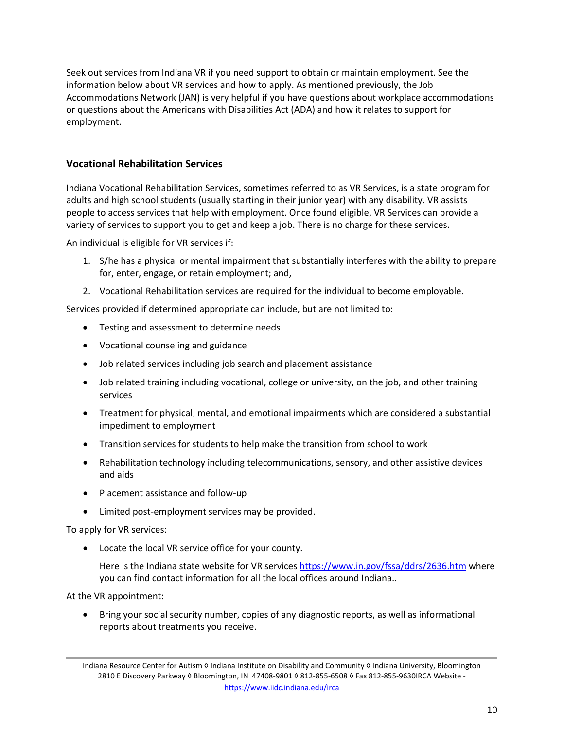Seek out services from Indiana VR if you need support to obtain or maintain employment. See the information below about VR services and how to apply. As mentioned previously, the Job Accommodations Network (JAN) is very helpful if you have questions about workplace accommodations or questions about the Americans with Disabilities Act (ADA) and how it relates to support for employment.

### Vocational Rehabilitation Services

Indiana Vocational Rehabilitation Services, sometimes referred to as VR Services, is a state program for adults and high school students (usually starting in their junior year) with any disability. VR assists people to access services that help with employment. Once found eligible, VR Services can provide a variety of services to support you to get and keep a job. There is no charge for these services.

An individual is eligible for VR services if:

1. S/he has a physical or mental impairment that substantially interferes with the ability to prepare for, enter, engage, or retain employment; and,
2. Vocational Rehabilitation services are required for the individual to become employable.

Services provided if determined appropriate can include, but are not limited to:

- Testing and assessment to determine needs
- Vocational counseling and guidance
- Job related services including job search and placement assistance
- Job related training including vocational, college or university, on the job, and other training services
- Treatment for physical, mental, and emotional impairments which are considered a substantial impediment to employment
- Transition services for students to help make the transition from school to work
- Rehabilitation technology including telecommunications, sensory, and other assistive devices and aids
- Placement assistance and follow-up
- Limited post-employment services may be provided.

To apply for VR services:

- Locate the local VR service office for your county.

  Here is the Indiana state website for VR services https://www.in.gov/fssa/ddrs/2636.htm where you can find contact information for all the local offices around Indiana..

At the VR appointment:

- Bring your social security number, copies of any diagnostic reports, as well as informational reports about treatments you receive.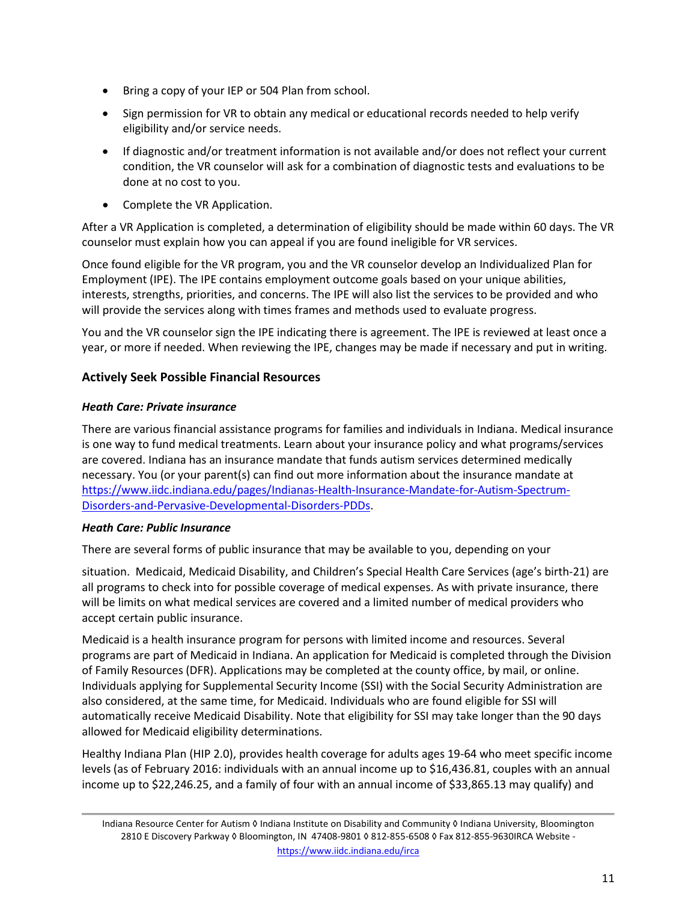- Bring a copy of your IEP or 504 Plan from school.
- Sign permission for VR to obtain any medical or educational records needed to help verify eligibility and/or service needs.
- If diagnostic and/or treatment information is not available and/or does not reflect your current condition, the VR counselor will ask for a combination of diagnostic tests and evaluations to be done at no cost to you.
- Complete the VR Application.

After a VR Application is completed, a determination of eligibility should be made within 60 days. The VR counselor must explain how you can appeal if you are found ineligible for VR services.

Once found eligible for the VR program, you and the VR counselor develop an Individualized Plan for Employment (IPE). The IPE contains employment outcome goals based on your unique abilities, interests, strengths, priorities, and concerns. The IPE will also list the services to be provided and who will provide the services along with times frames and methods used to evaluate progress.

You and the VR counselor sign the IPE indicating there is agreement. The IPE is reviewed at least once a year, or more if needed. When reviewing the IPE, changes may be made if necessary and put in writing.

### Actively Seek Possible Financial Resources

***Heath Care: Private insurance***

There are various financial assistance programs for families and individuals in Indiana. Medical insurance is one way to fund medical treatments. Learn about your insurance policy and what programs/services are covered. Indiana has an insurance mandate that funds autism services determined medically necessary. You (or your parent(s) can find out more information about the insurance mandate at https://www.iidc.indiana.edu/pages/Indianas-Health-Insurance-Mandate-for-Autism-Spectrum-Disorders-and-Pervasive-Developmental-Disorders-PDDs.

***Heath Care: Public Insurance***

There are several forms of public insurance that may be available to you, depending on your situation. Medicaid, Medicaid Disability, and Children's Special Health Care Services (age's birth-21) are all programs to check into for possible coverage of medical expenses. As with private insurance, there will be limits on what medical services are covered and a limited number of medical providers who accept certain public insurance.

Medicaid is a health insurance program for persons with limited income and resources. Several programs are part of Medicaid in Indiana. An application for Medicaid is completed through the Division of Family Resources (DFR). Applications may be completed at the county office, by mail, or online. Individuals applying for Supplemental Security Income (SSI) with the Social Security Administration are also considered, at the same time, for Medicaid. Individuals who are found eligible for SSI will automatically receive Medicaid Disability. Note that eligibility for SSI may take longer than the 90 days allowed for Medicaid eligibility determinations.

Healthy Indiana Plan (HIP 2.0), provides health coverage for adults ages 19-64 who meet specific income levels (as of February 2016: individuals with an annual income up to $16,436.81, couples with an annual income up to $22,246.25, and a family of four with an annual income of $33,865.13 may qualify) and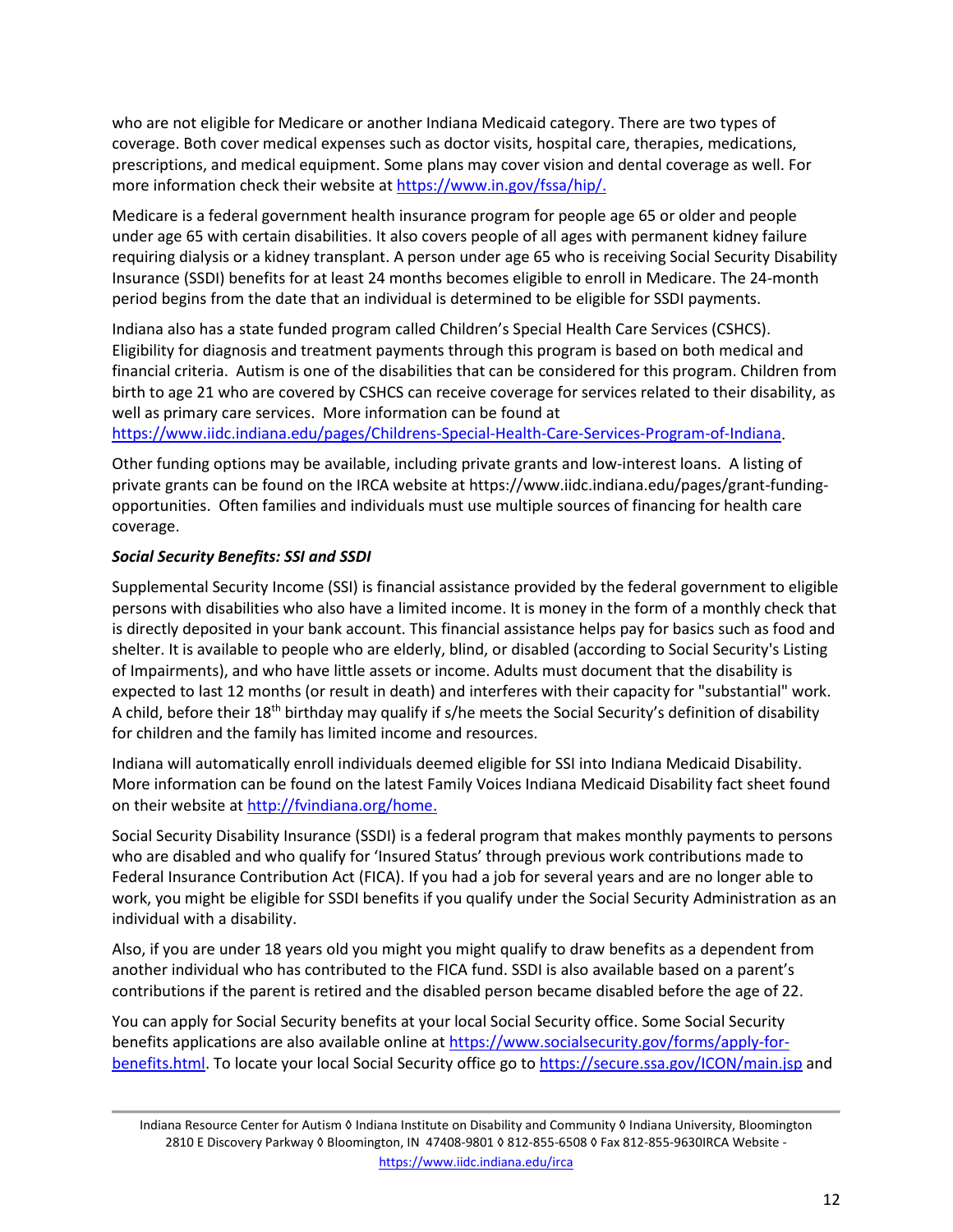who are not eligible for Medicare or another Indiana Medicaid category. There are two types of coverage. Both cover medical expenses such as doctor visits, hospital care, therapies, medications, prescriptions, and medical equipment. Some plans may cover vision and dental coverage as well. For more information check their website at https://www.in.gov/fssa/hip/.

Medicare is a federal government health insurance program for people age 65 or older and people under age 65 with certain disabilities. It also covers people of all ages with permanent kidney failure requiring dialysis or a kidney transplant. A person under age 65 who is receiving Social Security Disability Insurance (SSDI) benefits for at least 24 months becomes eligible to enroll in Medicare. The 24-month period begins from the date that an individual is determined to be eligible for SSDI payments.

Indiana also has a state funded program called Children's Special Health Care Services (CSHCS). Eligibility for diagnosis and treatment payments through this program is based on both medical and financial criteria. Autism is one of the disabilities that can be considered for this program. Children from birth to age 21 who are covered by CSHCS can receive coverage for services related to their disability, as well as primary care services. More information can be found at https://www.iidc.indiana.edu/pages/Childrens-Special-Health-Care-Services-Program-of-Indiana.

Other funding options may be available, including private grants and low-interest loans. A listing of private grants can be found on the IRCA website at https://www.iidc.indiana.edu/pages/grant-funding-opportunities. Often families and individuals must use multiple sources of financing for health care coverage.

***Social Security Benefits: SSI and SSDI***

Supplemental Security Income (SSI) is financial assistance provided by the federal government to eligible persons with disabilities who also have a limited income. It is money in the form of a monthly check that is directly deposited in your bank account. This financial assistance helps pay for basics such as food and shelter. It is available to people who are elderly, blind, or disabled (according to Social Security's Listing of Impairments), and who have little assets or income. Adults must document that the disability is expected to last 12 months (or result in death) and interferes with their capacity for "substantial" work. A child, before their 18th birthday may qualify if s/he meets the Social Security's definition of disability for children and the family has limited income and resources.

Indiana will automatically enroll individuals deemed eligible for SSI into Indiana Medicaid Disability. More information can be found on the latest Family Voices Indiana Medicaid Disability fact sheet found on their website at http://fvindiana.org/home.

Social Security Disability Insurance (SSDI) is a federal program that makes monthly payments to persons who are disabled and who qualify for 'Insured Status' through previous work contributions made to Federal Insurance Contribution Act (FICA). If you had a job for several years and are no longer able to work, you might be eligible for SSDI benefits if you qualify under the Social Security Administration as an individual with a disability.

Also, if you are under 18 years old you might you might qualify to draw benefits as a dependent from another individual who has contributed to the FICA fund. SSDI is also available based on a parent's contributions if the parent is retired and the disabled person became disabled before the age of 22.

You can apply for Social Security benefits at your local Social Security office. Some Social Security benefits applications are also available online at https://www.socialsecurity.gov/forms/apply-for-benefits.html. To locate your local Social Security office go to https://secure.ssa.gov/ICON/main.jsp and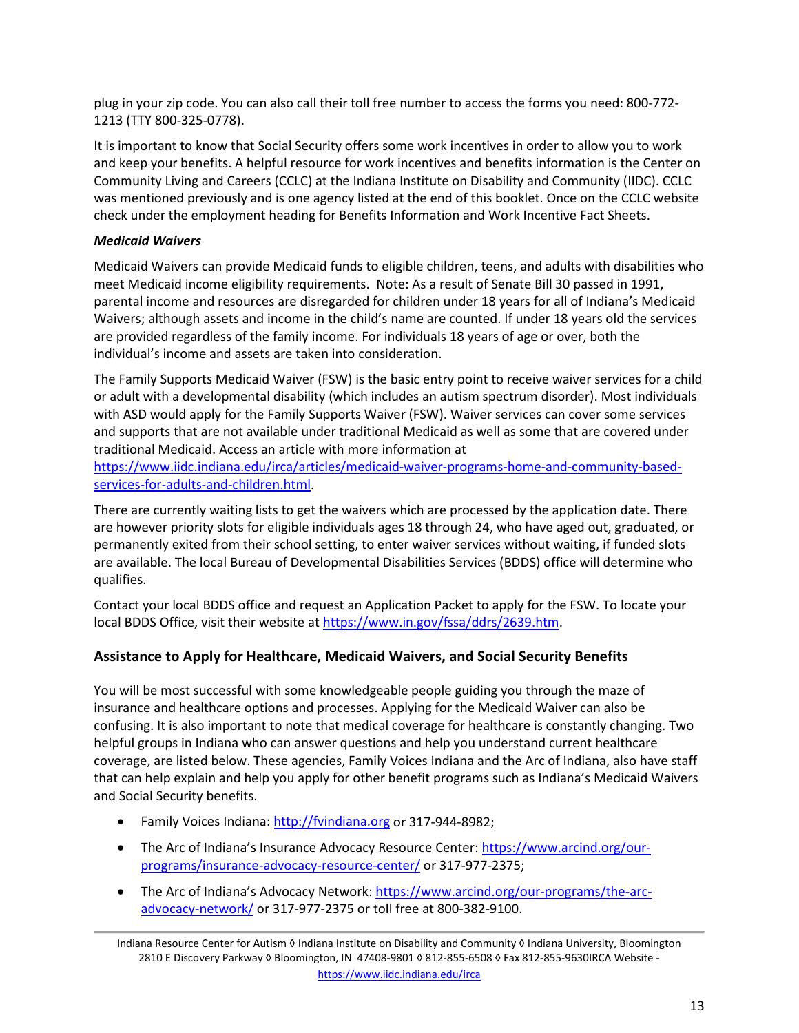plug in your zip code. You can also call their toll free number to access the forms you need: 800-772-1213 (TTY 800-325-0778).

It is important to know that Social Security offers some work incentives in order to allow you to work and keep your benefits. A helpful resource for work incentives and benefits information is the Center on Community Living and Careers (CCLC) at the Indiana Institute on Disability and Community (IIDC). CCLC was mentioned previously and is one agency listed at the end of this booklet. Once on the CCLC website check under the employment heading for Benefits Information and Work Incentive Fact Sheets.

***Medicaid Waivers***

Medicaid Waivers can provide Medicaid funds to eligible children, teens, and adults with disabilities who meet Medicaid income eligibility requirements. Note: As a result of Senate Bill 30 passed in 1991, parental income and resources are disregarded for children under 18 years for all of Indiana's Medicaid Waivers; although assets and income in the child's name are counted. If under 18 years old the services are provided regardless of the family income. For individuals 18 years of age or over, both the individual's income and assets are taken into consideration.

The Family Supports Medicaid Waiver (FSW) is the basic entry point to receive waiver services for a child or adult with a developmental disability (which includes an autism spectrum disorder). Most individuals with ASD would apply for the Family Supports Waiver (FSW). Waiver services can cover some services and supports that are not available under traditional Medicaid as well as some that are covered under traditional Medicaid. Access an article with more information at https://www.iidc.indiana.edu/irca/articles/medicaid-waiver-programs-home-and-community-based-services-for-adults-and-children.html.

There are currently waiting lists to get the waivers which are processed by the application date. There are however priority slots for eligible individuals ages 18 through 24, who have aged out, graduated, or permanently exited from their school setting, to enter waiver services without waiting, if funded slots are available. The local Bureau of Developmental Disabilities Services (BDDS) office will determine who qualifies.

Contact your local BDDS office and request an Application Packet to apply for the FSW. To locate your local BDDS Office, visit their website at https://www.in.gov/fssa/ddrs/2639.htm.

## Assistance to Apply for Healthcare, Medicaid Waivers, and Social Security Benefits

You will be most successful with some knowledgeable people guiding you through the maze of insurance and healthcare options and processes. Applying for the Medicaid Waiver can also be confusing. It is also important to note that medical coverage for healthcare is constantly changing. Two helpful groups in Indiana who can answer questions and help you understand current healthcare coverage, are listed below. These agencies, Family Voices Indiana and the Arc of Indiana, also have staff that can help explain and help you apply for other benefit programs such as Indiana's Medicaid Waivers and Social Security benefits.

- Family Voices Indiana: http://fvindiana.org or 317-944-8982;
- The Arc of Indiana's Insurance Advocacy Resource Center: https://www.arcind.org/our-programs/insurance-advocacy-resource-center/ or 317-977-2375;
- The Arc of Indiana's Advocacy Network: https://www.arcind.org/our-programs/the-arc-advocacy-network/ or 317-977-2375 or toll free at 800-382-9100.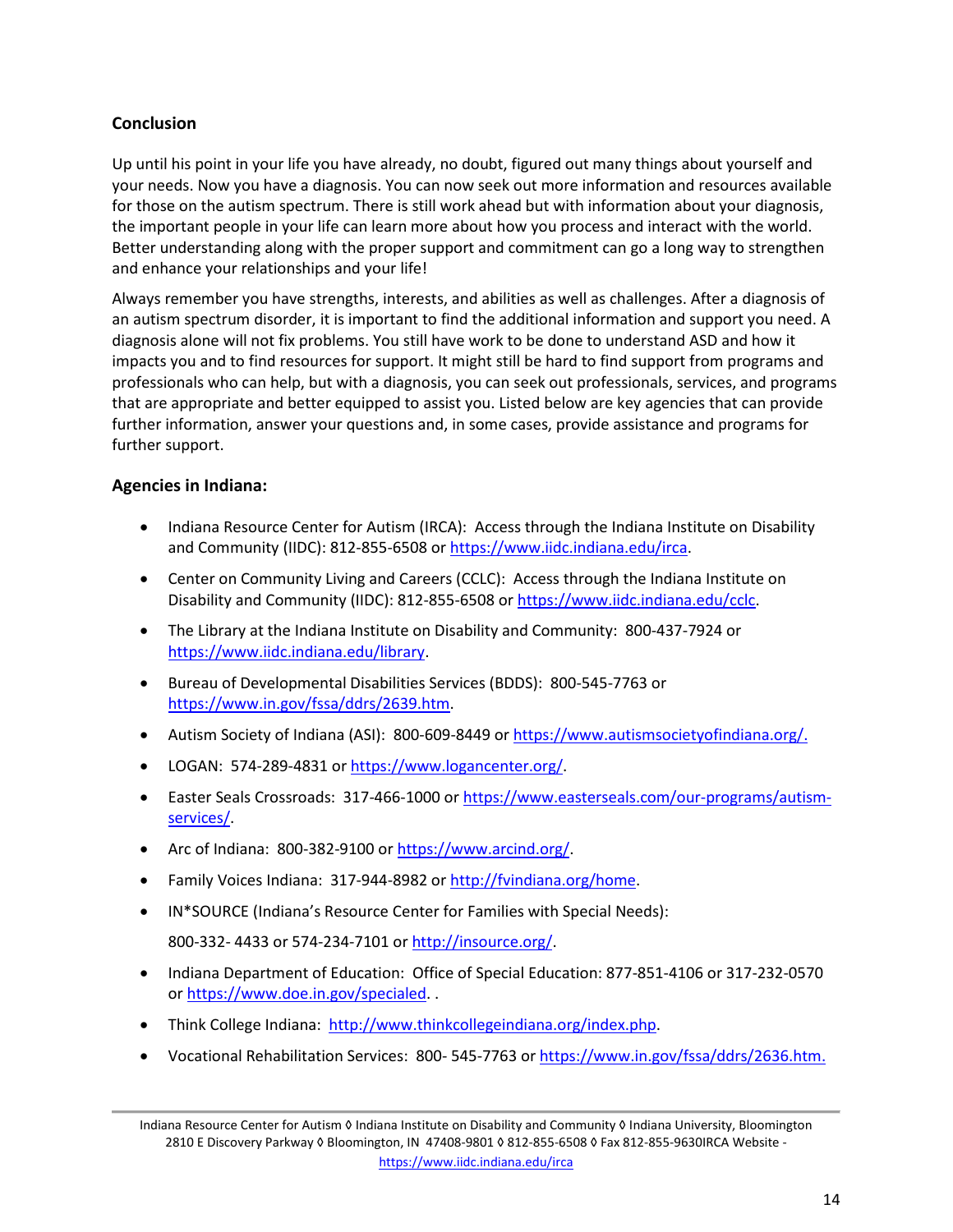## Conclusion

Up until his point in your life you have already, no doubt, figured out many things about yourself and your needs. Now you have a diagnosis. You can now seek out more information and resources available for those on the autism spectrum. There is still work ahead but with information about your diagnosis, the important people in your life can learn more about how you process and interact with the world. Better understanding along with the proper support and commitment can go a long way to strengthen and enhance your relationships and your life!

Always remember you have strengths, interests, and abilities as well as challenges. After a diagnosis of an autism spectrum disorder, it is important to find the additional information and support you need. A diagnosis alone will not fix problems. You still have work to be done to understand ASD and how it impacts you and to find resources for support. It might still be hard to find support from programs and professionals who can help, but with a diagnosis, you can seek out professionals, services, and programs that are appropriate and better equipped to assist you. Listed below are key agencies that can provide further information, answer your questions and, in some cases, provide assistance and programs for further support.

### Agencies in Indiana:

- Indiana Resource Center for Autism (IRCA): Access through the Indiana Institute on Disability and Community (IIDC): 812-855-6508 or https://www.iidc.indiana.edu/irca.
- Center on Community Living and Careers (CCLC): Access through the Indiana Institute on Disability and Community (IIDC): 812-855-6508 or https://www.iidc.indiana.edu/cclc.
- The Library at the Indiana Institute on Disability and Community: 800-437-7924 or https://www.iidc.indiana.edu/library.
- Bureau of Developmental Disabilities Services (BDDS): 800-545-7763 or https://www.in.gov/fssa/ddrs/2639.htm.
- Autism Society of Indiana (ASI): 800-609-8449 or https://www.autismsocietyofindiana.org/.
- LOGAN: 574-289-4831 or https://www.logancenter.org/.
- Easter Seals Crossroads: 317-466-1000 or https://www.easterseals.com/our-programs/autism-services/.
- Arc of Indiana: 800-382-9100 or https://www.arcind.org/.
- Family Voices Indiana: 317-944-8982 or http://fvindiana.org/home.
- IN*SOURCE (Indiana's Resource Center for Families with Special Needs):

  800-332- 4433 or 574-234-7101 or http://insource.org/.
- Indiana Department of Education: Office of Special Education: 877-851-4106 or 317-232-0570 or https://www.doe.in.gov/specialed. .
- Think College Indiana: http://www.thinkcollegeindiana.org/index.php.
- Vocational Rehabilitation Services: 800- 545-7763 or https://www.in.gov/fssa/ddrs/2636.htm.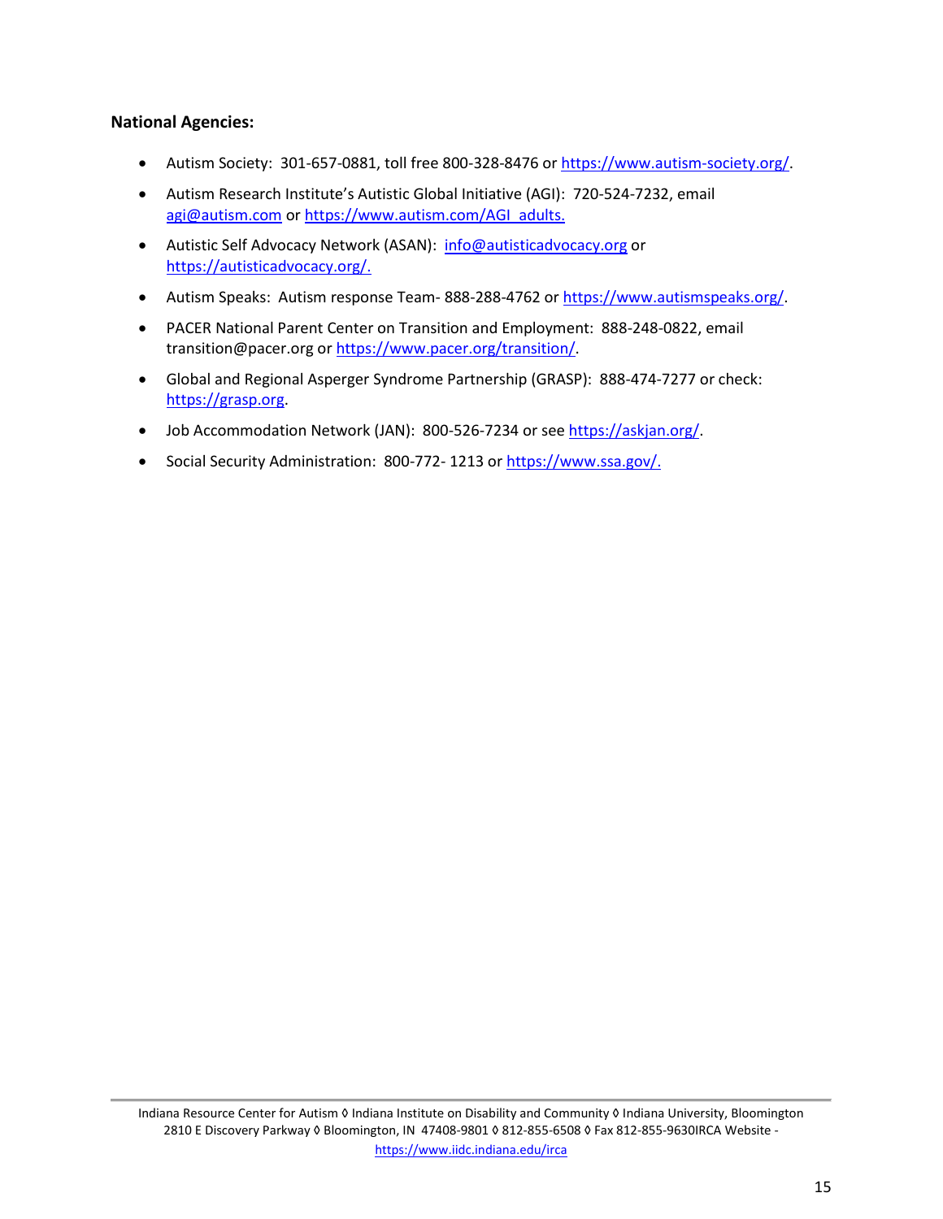**National Agencies:**

- Autism Society: 301-657-0881, toll free 800-328-8476 or https://www.autism-society.org/.
- Autism Research Institute's Autistic Global Initiative (AGI): 720-524-7232, email agi@autism.com or https://www.autism.com/AGI_adults.
- Autistic Self Advocacy Network (ASAN): info@autisticadvocacy.org or https://autisticadvocacy.org/.
- Autism Speaks: Autism response Team- 888-288-4762 or https://www.autismspeaks.org/.
- PACER National Parent Center on Transition and Employment: 888-248-0822, email transition@pacer.org or https://www.pacer.org/transition/.
- Global and Regional Asperger Syndrome Partnership (GRASP): 888-474-7277 or check: https://grasp.org.
- Job Accommodation Network (JAN): 800-526-7234 or see https://askjan.org/.
- Social Security Administration: 800-772- 1213 or https://www.ssa.gov/.